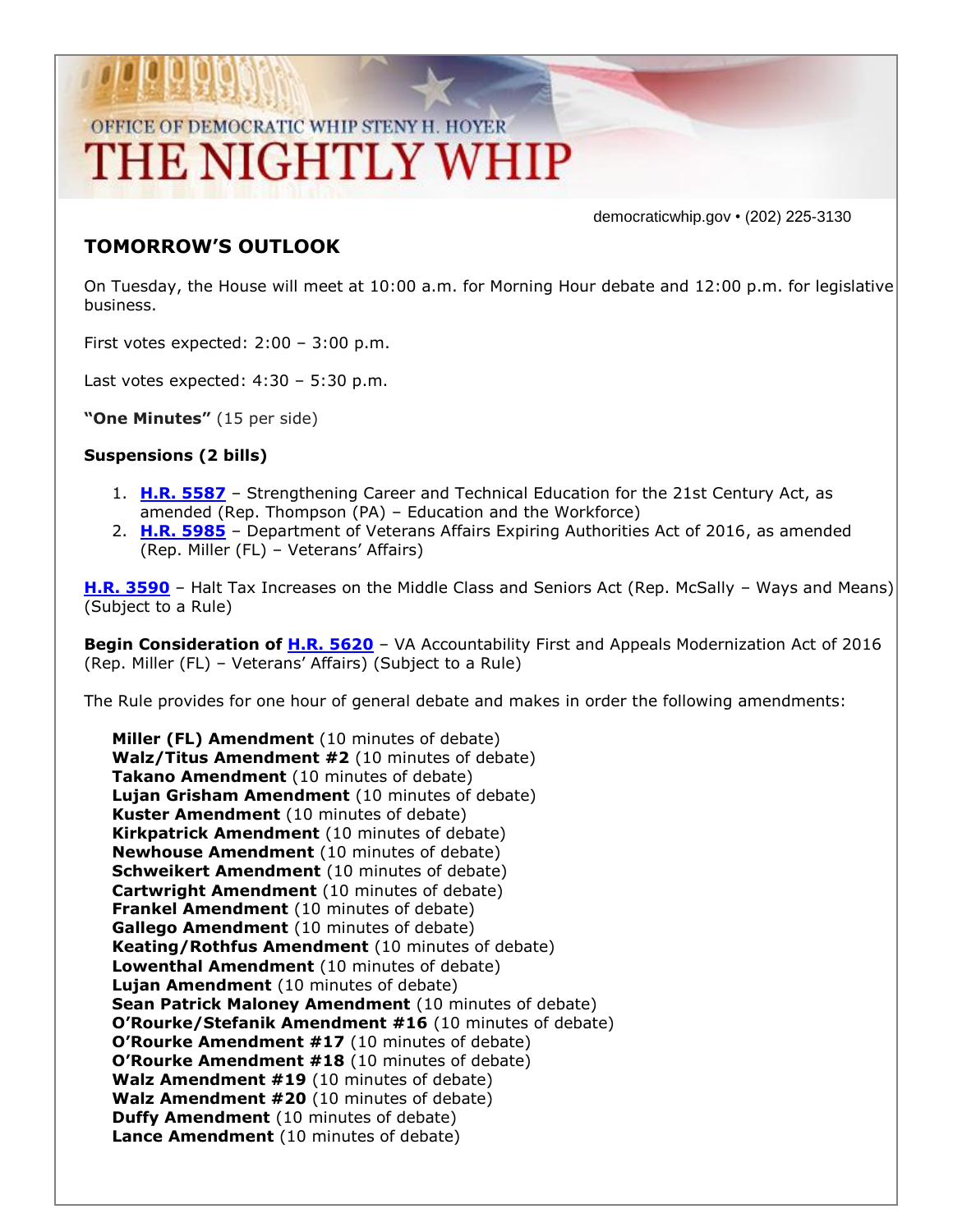OFFICE OF DEMOCRATIC WHIP STENY H. HOYER

# THE NIGHTLY WHIP

democraticwhip.gov • (202) 225-3130

## TOMORROW'S OUTLOOK

On Tuesday, the House will meet at 10:00 a.m. for Morning Hour debate and 12:00 p.m. for legislative business.

First votes expected: 2:00 – 3:00 p.m.

Last votes expected: 4:30 – 5:30 p.m.

**"One Minutes"** (15 per side)

**Suspensions (2 bills)**

1. **H.R. 5587** – Strengthening Career and Technical Education for the 21st Century Act, as amended (Rep. Thompson (PA) – Education and the Workforce)
2. **H.R. 5985** – Department of Veterans Affairs Expiring Authorities Act of 2016, as amended (Rep. Miller (FL) – Veterans' Affairs)

**H.R. 3590** – Halt Tax Increases on the Middle Class and Seniors Act (Rep. McSally – Ways and Means) (Subject to a Rule)

**Begin Consideration of H.R. 5620** – VA Accountability First and Appeals Modernization Act of 2016 (Rep. Miller (FL) – Veterans' Affairs) (Subject to a Rule)

The Rule provides for one hour of general debate and makes in order the following amendments:

**Miller (FL) Amendment** (10 minutes of debate)
**Walz/Titus Amendment #2** (10 minutes of debate)
**Takano Amendment** (10 minutes of debate)
**Lujan Grisham Amendment** (10 minutes of debate)
**Kuster Amendment** (10 minutes of debate)
**Kirkpatrick Amendment** (10 minutes of debate)
**Newhouse Amendment** (10 minutes of debate)
**Schweikert Amendment** (10 minutes of debate)
**Cartwright Amendment** (10 minutes of debate)
**Frankel Amendment** (10 minutes of debate)
**Gallego Amendment** (10 minutes of debate)
**Keating/Rothfus Amendment** (10 minutes of debate)
**Lowenthal Amendment** (10 minutes of debate)
**Lujan Amendment** (10 minutes of debate)
**Sean Patrick Maloney Amendment** (10 minutes of debate)
**O'Rourke/Stefanik Amendment #16** (10 minutes of debate)
**O'Rourke Amendment #17** (10 minutes of debate)
**O'Rourke Amendment #18** (10 minutes of debate)
**Walz Amendment #19** (10 minutes of debate)
**Walz Amendment #20** (10 minutes of debate)
**Duffy Amendment** (10 minutes of debate)
**Lance Amendment** (10 minutes of debate)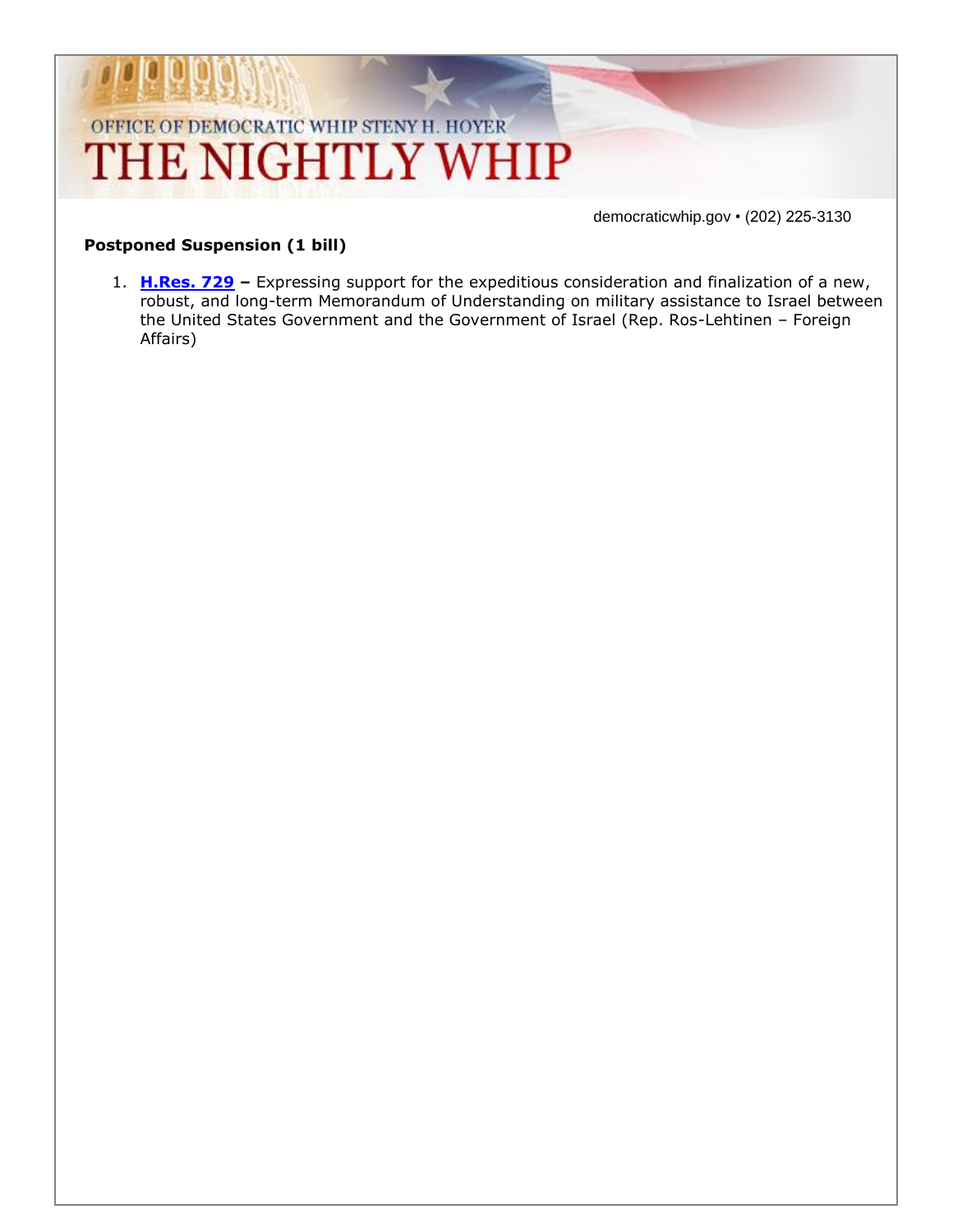**Postponed Suspension (1 bill)**

1. **H.Res. 729 –** Expressing support for the expeditious consideration and finalization of a new, robust, and long-term Memorandum of Understanding on military assistance to Israel between the United States Government and the Government of Israel (Rep. Ros-Lehtinen – Foreign Affairs)